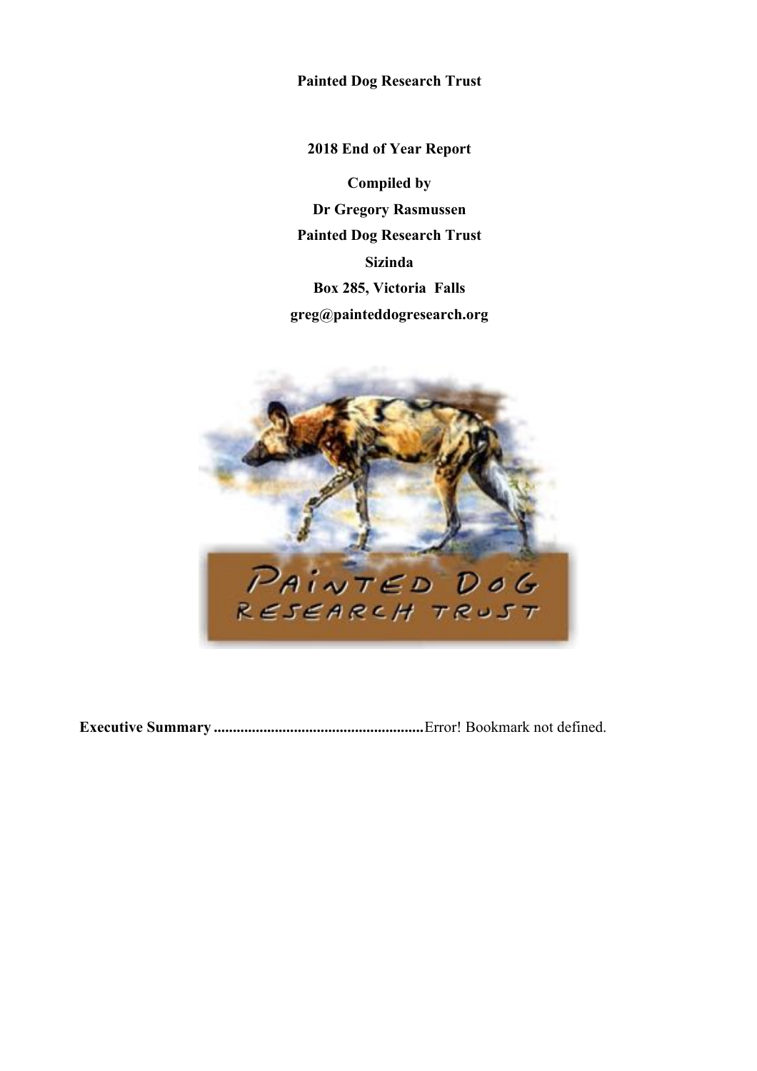**Painted Dog Research Trust**

**2018 End of Year Report**

**Compiled by**

**Dr Gregory Rasmussen**

**Painted Dog Research Trust**

**Sizinda**

**Box 285, Victoria Falls**

**greg@painteddogresearch.org**

**Executive Summary .......................................................**Error! Bookmark not defined.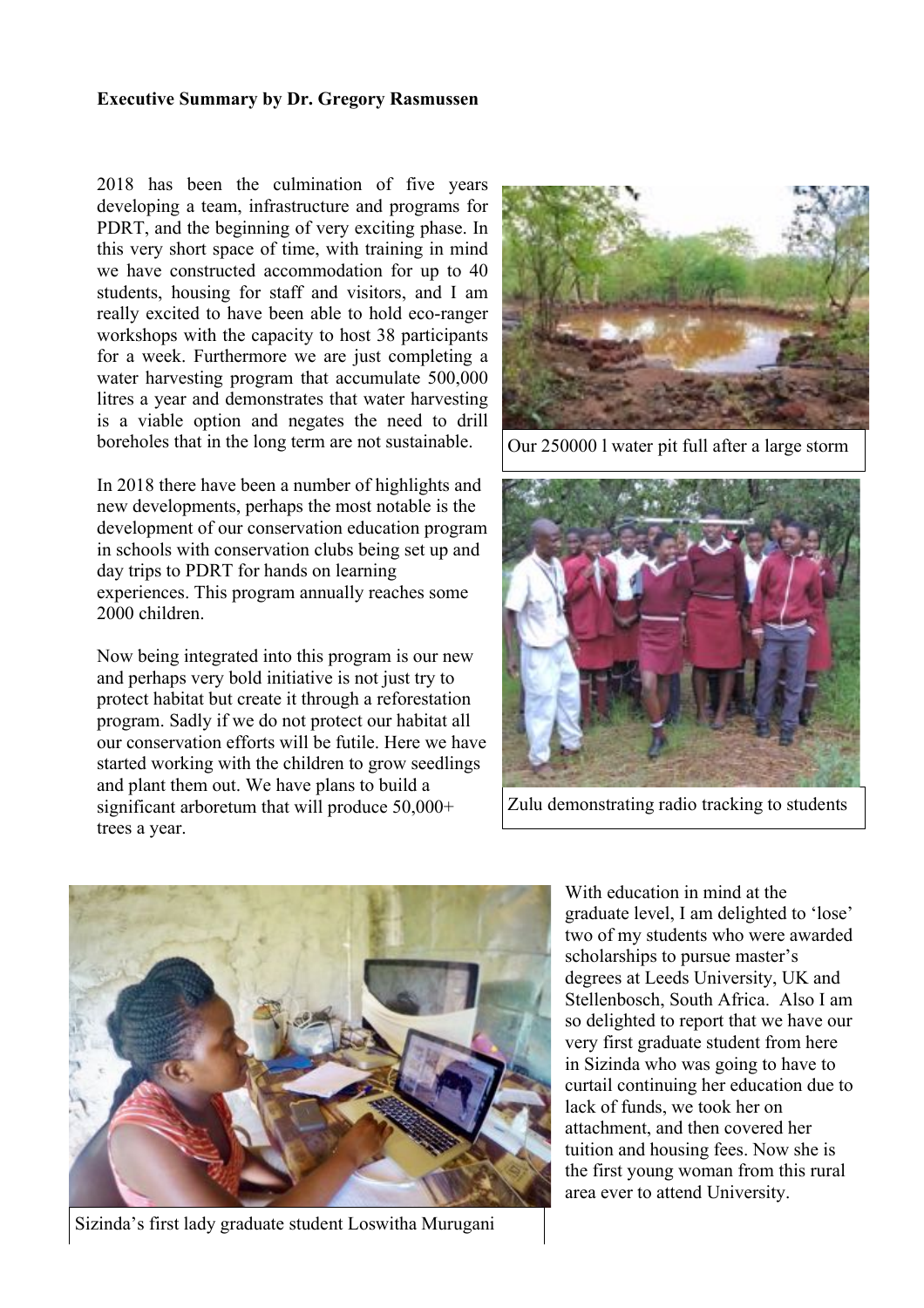**Executive Summary by Dr. Gregory Rasmussen**

2018 has been the culmination of five years developing a team, infrastructure and programs for PDRT, and the beginning of very exciting phase. In this very short space of time, with training in mind we have constructed accommodation for up to 40 students, housing for staff and visitors, and I am really excited to have been able to hold eco-ranger workshops with the capacity to host 38 participants for a week. Furthermore we are just completing a water harvesting program that accumulate 500,000 litres a year and demonstrates that water harvesting is a viable option and negates the need to drill boreholes that in the long term are not sustainable.

Our 250000 l water pit full after a large storm

In 2018 there have been a number of highlights and new developments, perhaps the most notable is the development of our conservation education program in schools with conservation clubs being set up and day trips to PDRT for hands on learning experiences. This program annually reaches some 2000 children.

Zulu demonstrating radio tracking to students

Now being integrated into this program is our new and perhaps very bold initiative is not just try to protect habitat but create it through a reforestation program. Sadly if we do not protect our habitat all our conservation efforts will be futile. Here we have started working with the children to grow seedlings and plant them out. We have plans to build a significant arboretum that will produce 50,000+ trees a year.

Sizinda's first lady graduate student Loswitha Murugani

With education in mind at the graduate level, I am delighted to 'lose' two of my students who were awarded scholarships to pursue master's degrees at Leeds University, UK and Stellenbosch, South Africa. Also I am so delighted to report that we have our very first graduate student from here in Sizinda who was going to have to curtail continuing her education due to lack of funds, we took her on attachment, and then covered her tuition and housing fees. Now she is the first young woman from this rural area ever to attend University.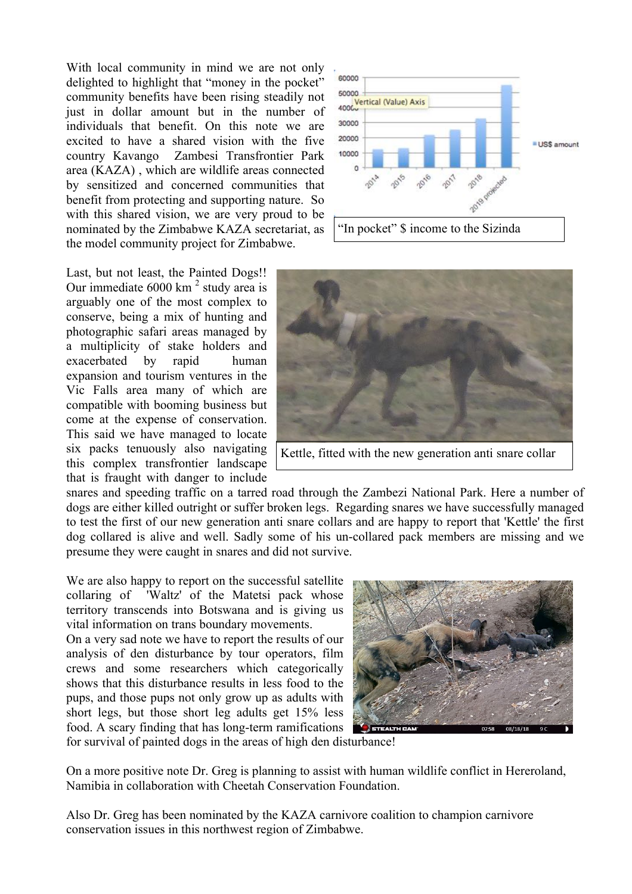With local community in mind we are not only delighted to highlight that "money in the pocket" community benefits have been rising steadily not just in dollar amount but in the number of individuals that benefit. On this note we are excited to have a shared vision with the five country Kavango Zambesi Transfrontier Park area (KAZA) , which are wildlife areas connected by sensitized and concerned communities that benefit from protecting and supporting nature. So with this shared vision, we are very proud to be nominated by the Zimbabwe KAZA secretariat, as the model community project for Zimbabwe.

"In pocket" $ income to the Sizinda

Last, but not least, the Painted Dogs!! Our immediate 6000 km $^2$ study area is arguably one of the most complex to conserve, being a mix of hunting and photographic safari areas managed by a multiplicity of stake holders and exacerbated by rapid human expansion and tourism ventures in the Vic Falls area many of which are compatible with booming business but come at the expense of conservation. This said we have managed to locate six packs tenuously also navigating this complex transfrontier landscape that is fraught with danger to include snares and speeding traffic on a tarred road through the Zambezi National Park. Here a number of dogs are either killed outright or suffer broken legs. Regarding snares we have successfully managed to test the first of our new generation anti snare collars and are happy to report that 'Kettle' the first dog collared is alive and well. Sadly some of his un-collared pack members are missing and we presume they were caught in snares and did not survive.

Kettle, fitted with the new generation anti snare collar

We are also happy to report on the successful satellite collaring of 'Waltz' of the Matetsi pack whose territory transcends into Botswana and is giving us vital information on trans boundary movements.

On a very sad note we have to report the results of our analysis of den disturbance by tour operators, film crews and some researchers which categorically shows that this disturbance results in less food to the pups, and those pups not only grow up as adults with short legs, but those short leg adults get 15% less food. A scary finding that has long-term ramifications for survival of painted dogs in the areas of high den disturbance!

On a more positive note Dr. Greg is planning to assist with human wildlife conflict in Hereroland, Namibia in collaboration with Cheetah Conservation Foundation.

Also Dr. Greg has been nominated by the KAZA carnivore coalition to champion carnivore conservation issues in this northwest region of Zimbabwe.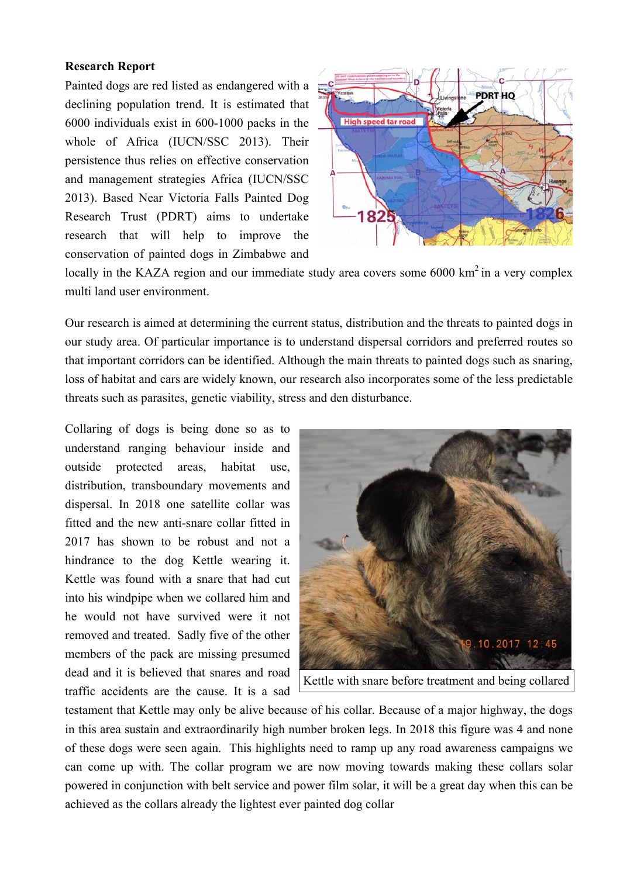**Research Report**

Painted dogs are red listed as endangered with a declining population trend. It is estimated that 6000 individuals exist in 600-1000 packs in the whole of Africa (IUCN/SSC 2013). Their persistence thus relies on effective conservation and management strategies Africa (IUCN/SSC 2013). Based Near Victoria Falls Painted Dog Research Trust (PDRT) aims to undertake research that will help to improve the conservation of painted dogs in Zimbabwe and locally in the KAZA region and our immediate study area covers some 6000 km$^2$ in a very complex multi land user environment.

Our research is aimed at determining the current status, distribution and the threats to painted dogs in our study area. Of particular importance is to understand dispersal corridors and preferred routes so that important corridors can be identified. Although the main threats to painted dogs such as snaring, loss of habitat and cars are widely known, our research also incorporates some of the less predictable threats such as parasites, genetic viability, stress and den disturbance.

Collaring of dogs is being done so as to understand ranging behaviour inside and outside protected areas, habitat use, distribution, transboundary movements and dispersal. In 2018 one satellite collar was fitted and the new anti-snare collar fitted in 2017 has shown to be robust and not a hindrance to the dog Kettle wearing it. Kettle was found with a snare that had cut into his windpipe when we collared him and he would not have survived were it not removed and treated. Sadly five of the other members of the pack are missing presumed dead and it is believed that snares and road traffic accidents are the cause. It is a sad testament that Kettle may only be alive because of his collar. Because of a major highway, the dogs in this area sustain and extraordinarily high number broken legs. In 2018 this figure was 4 and none of these dogs were seen again. This highlights need to ramp up any road awareness campaigns we can come up with. The collar program we are now moving towards making these collars solar powered in conjunction with belt service and power film solar, it will be a great day when this can be achieved as the collars already the lightest ever painted dog collar

Kettle with snare before treatment and being collared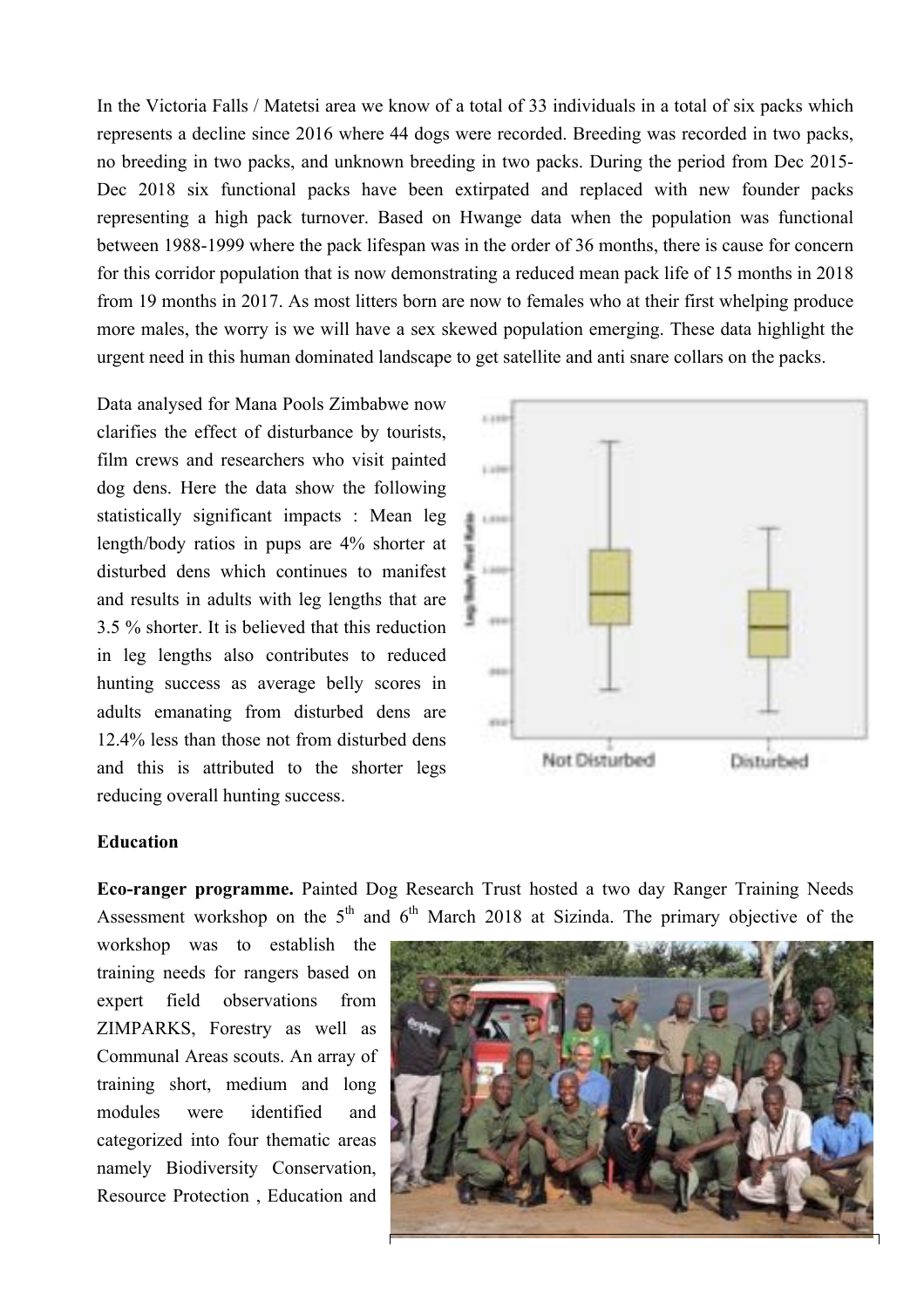In the Victoria Falls / Matetsi area we know of a total of 33 individuals in a total of six packs which represents a decline since 2016 where 44 dogs were recorded. Breeding was recorded in two packs, no breeding in two packs, and unknown breeding in two packs. During the period from Dec 2015-Dec 2018 six functional packs have been extirpated and replaced with new founder packs representing a high pack turnover. Based on Hwange data when the population was functional between 1988-1999 where the pack lifespan was in the order of 36 months, there is cause for concern for this corridor population that is now demonstrating a reduced mean pack life of 15 months in 2018 from 19 months in 2017. As most litters born are now to females who at their first whelping produce more males, the worry is we will have a sex skewed population emerging. These data highlight the urgent need in this human dominated landscape to get satellite and anti snare collars on the packs.

Data analysed for Mana Pools Zimbabwe now clarifies the effect of disturbance by tourists, film crews and researchers who visit painted dog dens. Here the data show the following statistically significant impacts : Mean leg length/body ratios in pups are 4% shorter at disturbed dens which continues to manifest and results in adults with leg lengths that are 3.5 % shorter. It is believed that this reduction in leg lengths also contributes to reduced hunting success as average belly scores in adults emanating from disturbed dens are 12.4% less than those not from disturbed dens and this is attributed to the shorter legs reducing overall hunting success.

### Education

**Eco-ranger programme.** Painted Dog Research Trust hosted a two day Ranger Training Needs Assessment workshop on the 5th and 6th March 2018 at Sizinda. The primary objective of the workshop was to establish the training needs for rangers based on expert field observations from ZIMPARKS, Forestry as well as Communal Areas scouts. An array of training short, medium and long modules were identified and categorized into four thematic areas namely Biodiversity Conservation, Resource Protection , Education and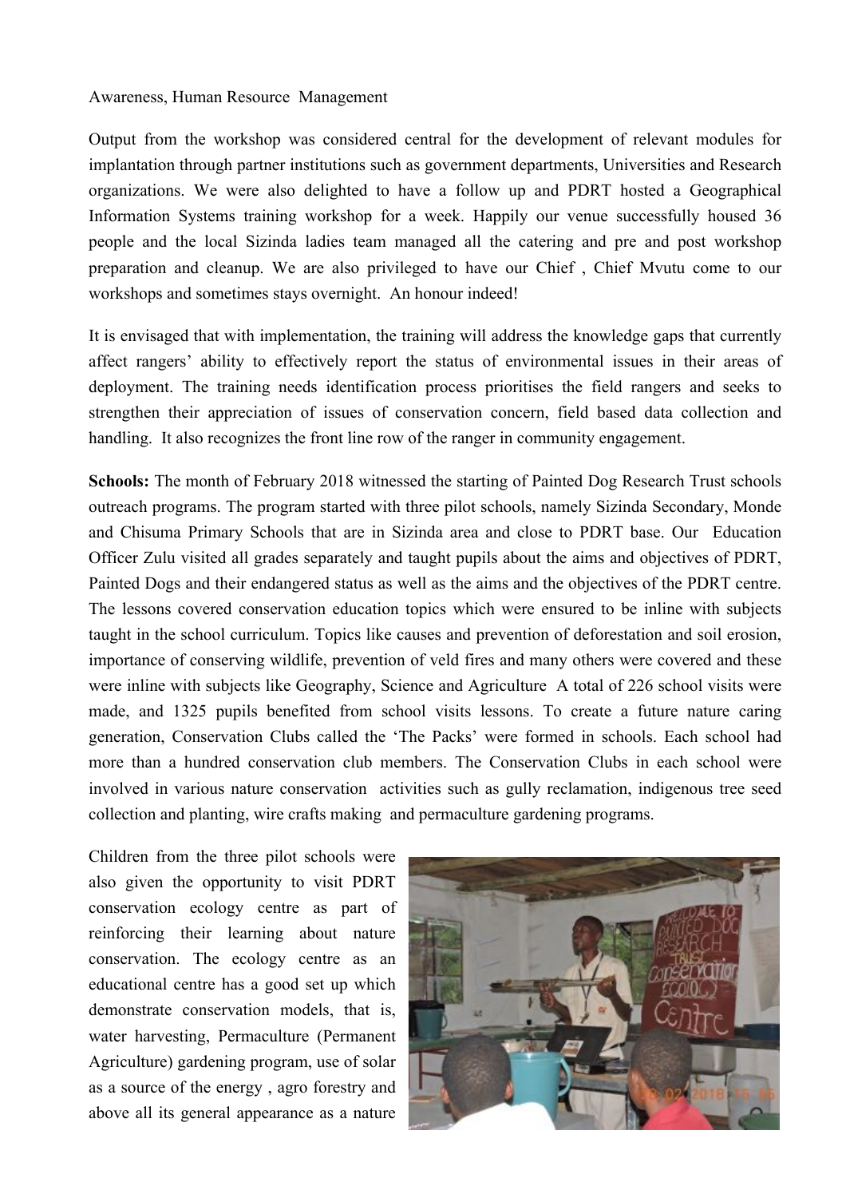Awareness, Human Resource Management

Output from the workshop was considered central for the development of relevant modules for implantation through partner institutions such as government departments, Universities and Research organizations. We were also delighted to have a follow up and PDRT hosted a Geographical Information Systems training workshop for a week. Happily our venue successfully housed 36 people and the local Sizinda ladies team managed all the catering and pre and post workshop preparation and cleanup. We are also privileged to have our Chief , Chief Mvutu come to our workshops and sometimes stays overnight. An honour indeed!

It is envisaged that with implementation, the training will address the knowledge gaps that currently affect rangers' ability to effectively report the status of environmental issues in their areas of deployment. The training needs identification process prioritises the field rangers and seeks to strengthen their appreciation of issues of conservation concern, field based data collection and handling. It also recognizes the front line row of the ranger in community engagement.

**Schools:** The month of February 2018 witnessed the starting of Painted Dog Research Trust schools outreach programs. The program started with three pilot schools, namely Sizinda Secondary, Monde and Chisuma Primary Schools that are in Sizinda area and close to PDRT base. Our Education Officer Zulu visited all grades separately and taught pupils about the aims and objectives of PDRT, Painted Dogs and their endangered status as well as the aims and the objectives of the PDRT centre. The lessons covered conservation education topics which were ensured to be inline with subjects taught in the school curriculum. Topics like causes and prevention of deforestation and soil erosion, importance of conserving wildlife, prevention of veld fires and many others were covered and these were inline with subjects like Geography, Science and Agriculture A total of 226 school visits were made, and 1325 pupils benefited from school visits lessons. To create a future nature caring generation, Conservation Clubs called the 'The Packs' were formed in schools. Each school had more than a hundred conservation club members. The Conservation Clubs in each school were involved in various nature conservation activities such as gully reclamation, indigenous tree seed collection and planting, wire crafts making and permaculture gardening programs.

Children from the three pilot schools were also given the opportunity to visit PDRT conservation ecology centre as part of reinforcing their learning about nature conservation. The ecology centre as an educational centre has a good set up which demonstrate conservation models, that is, water harvesting, Permaculture (Permanent Agriculture) gardening program, use of solar as a source of the energy , agro forestry and above all its general appearance as a nature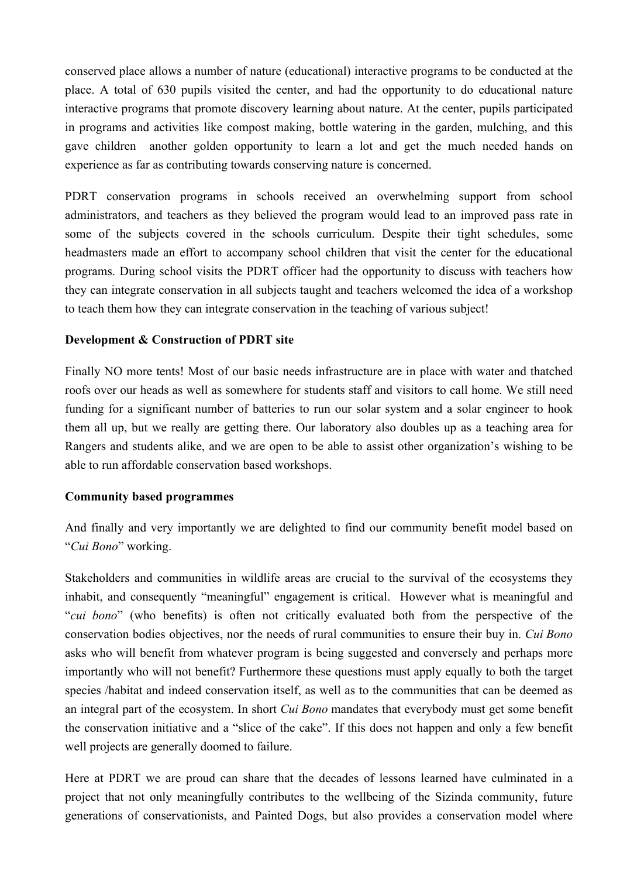conserved place allows a number of nature (educational) interactive programs to be conducted at the place. A total of 630 pupils visited the center, and had the opportunity to do educational nature interactive programs that promote discovery learning about nature. At the center, pupils participated in programs and activities like compost making, bottle watering in the garden, mulching, and this gave children another golden opportunity to learn a lot and get the much needed hands on experience as far as contributing towards conserving nature is concerned.

PDRT conservation programs in schools received an overwhelming support from school administrators, and teachers as they believed the program would lead to an improved pass rate in some of the subjects covered in the schools curriculum. Despite their tight schedules, some headmasters made an effort to accompany school children that visit the center for the educational programs. During school visits the PDRT officer had the opportunity to discuss with teachers how they can integrate conservation in all subjects taught and teachers welcomed the idea of a workshop to teach them how they can integrate conservation in the teaching of various subject!

**Development & Construction of PDRT site**

Finally NO more tents! Most of our basic needs infrastructure are in place with water and thatched roofs over our heads as well as somewhere for students staff and visitors to call home. We still need funding for a significant number of batteries to run our solar system and a solar engineer to hook them all up, but we really are getting there. Our laboratory also doubles up as a teaching area for Rangers and students alike, and we are open to be able to assist other organization's wishing to be able to run affordable conservation based workshops.

**Community based programmes**

And finally and very importantly we are delighted to find our community benefit model based on "*Cui Bono*" working.

Stakeholders and communities in wildlife areas are crucial to the survival of the ecosystems they inhabit, and consequently "meaningful" engagement is critical. However what is meaningful and "*cui bono*" (who benefits) is often not critically evaluated both from the perspective of the conservation bodies objectives, nor the needs of rural communities to ensure their buy in. *Cui Bono* asks who will benefit from whatever program is being suggested and conversely and perhaps more importantly who will not benefit? Furthermore these questions must apply equally to both the target species /habitat and indeed conservation itself, as well as to the communities that can be deemed as an integral part of the ecosystem. In short *Cui Bono* mandates that everybody must get some benefit the conservation initiative and a "slice of the cake". If this does not happen and only a few benefit well projects are generally doomed to failure.

Here at PDRT we are proud can share that the decades of lessons learned have culminated in a project that not only meaningfully contributes to the wellbeing of the Sizinda community, future generations of conservationists, and Painted Dogs, but also provides a conservation model where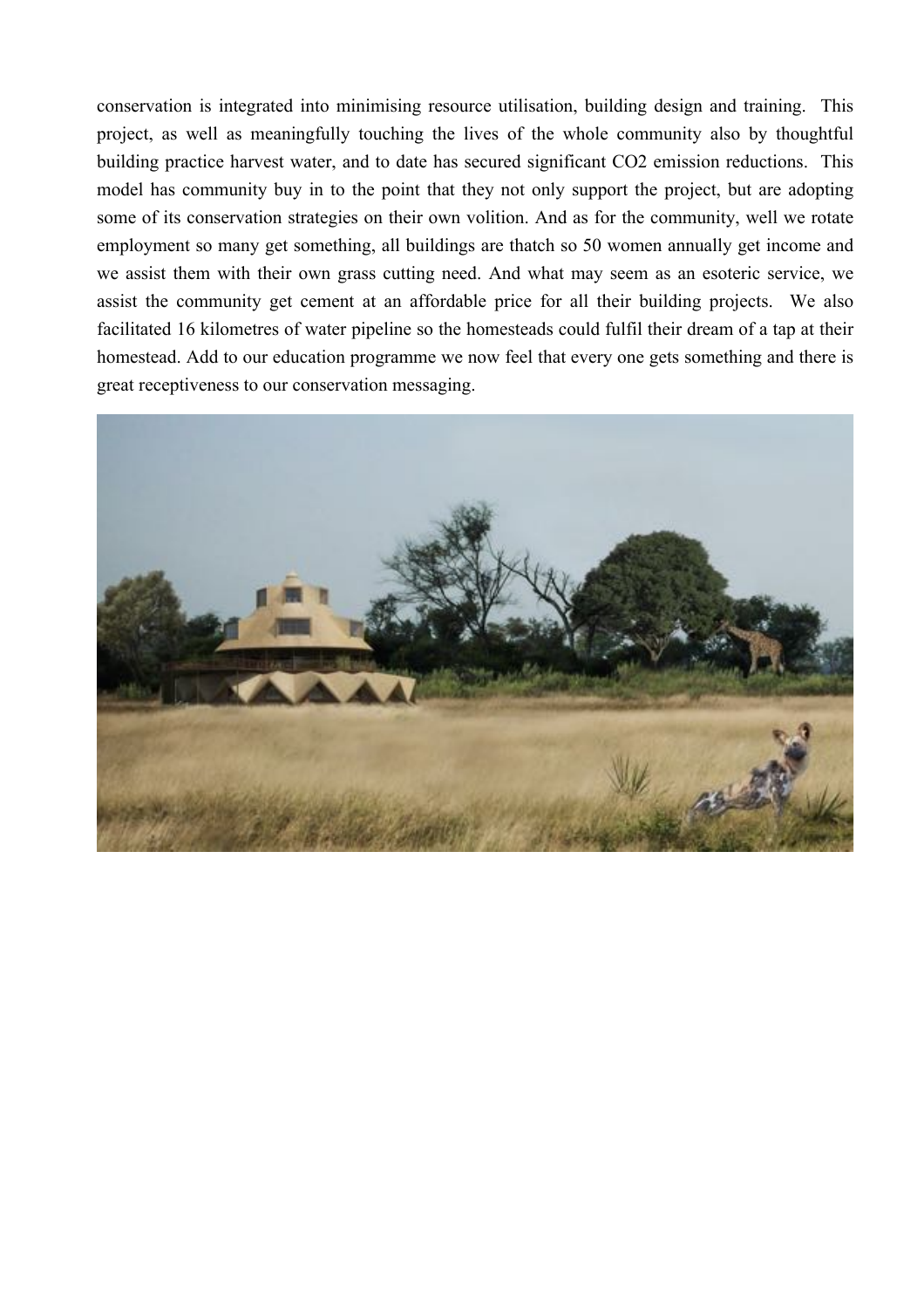conservation is integrated into minimising resource utilisation, building design and training. This project, as well as meaningfully touching the lives of the whole community also by thoughtful building practice harvest water, and to date has secured significant $CO_2$ emission reductions. This model has community buy in to the point that they not only support the project, but are adopting some of its conservation strategies on their own volition. And as for the community, well we rotate employment so many get something, all buildings are thatch so 50 women annually get income and we assist them with their own grass cutting need. And what may seem as an esoteric service, we assist the community get cement at an affordable price for all their building projects. We also facilitated 16 kilometres of water pipeline so the homesteads could fulfil their dream of a tap at their homestead. Add to our education programme we now feel that every one gets something and there is great receptiveness to our conservation messaging.